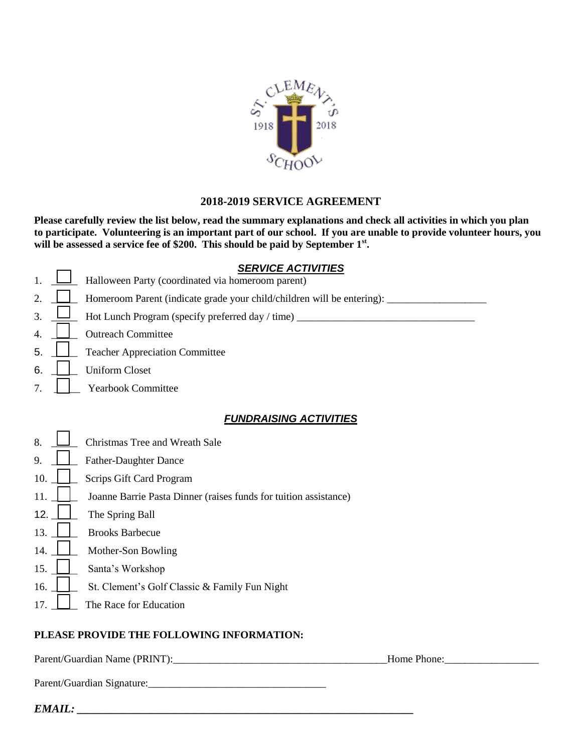## 2018-2019 SERVICE AGREEMENT

**Please carefully review the list below, read the summary explanations and check all activities in which you plan to participate. Volunteering is an important part of our school. If you are unable to provide volunteer hours, you will be assessed a service fee of $200. This should be paid by September 1st.**

### ***SERVICE ACTIVITIES***

1. ☐ Halloween Party (coordinated via homeroom parent)
2. ☐ Homeroom Parent (indicate grade your child/children will be entering): ___________________
3. ☐ Hot Lunch Program (specify preferred day / time) __________________________________
4. ☐ Outreach Committee
5. ☐ Teacher Appreciation Committee
6. ☐ Uniform Closet
7. ☐ Yearbook Committee

### ***FUNDRAISING ACTIVITIES***

8. ☐ Christmas Tree and Wreath Sale
9. ☐ Father-Daughter Dance
10. ☐ Scrips Gift Card Program
11. ☐ Joanne Barrie Pasta Dinner (raises funds for tuition assistance)
12. ☐ The Spring Ball
13. ☐ Brooks Barbecue
14. ☐ Mother-Son Bowling
15. ☐ Santa's Workshop
16. ☐ St. Clement's Golf Classic & Family Fun Night
17. ☐ The Race for Education

**PLEASE PROVIDE THE FOLLOWING INFORMATION:**

Parent/Guardian Name (PRINT):________________________________________Home Phone:_________________

Parent/Guardian Signature:__________________________________

***EMAIL:*** ______________________________________________________________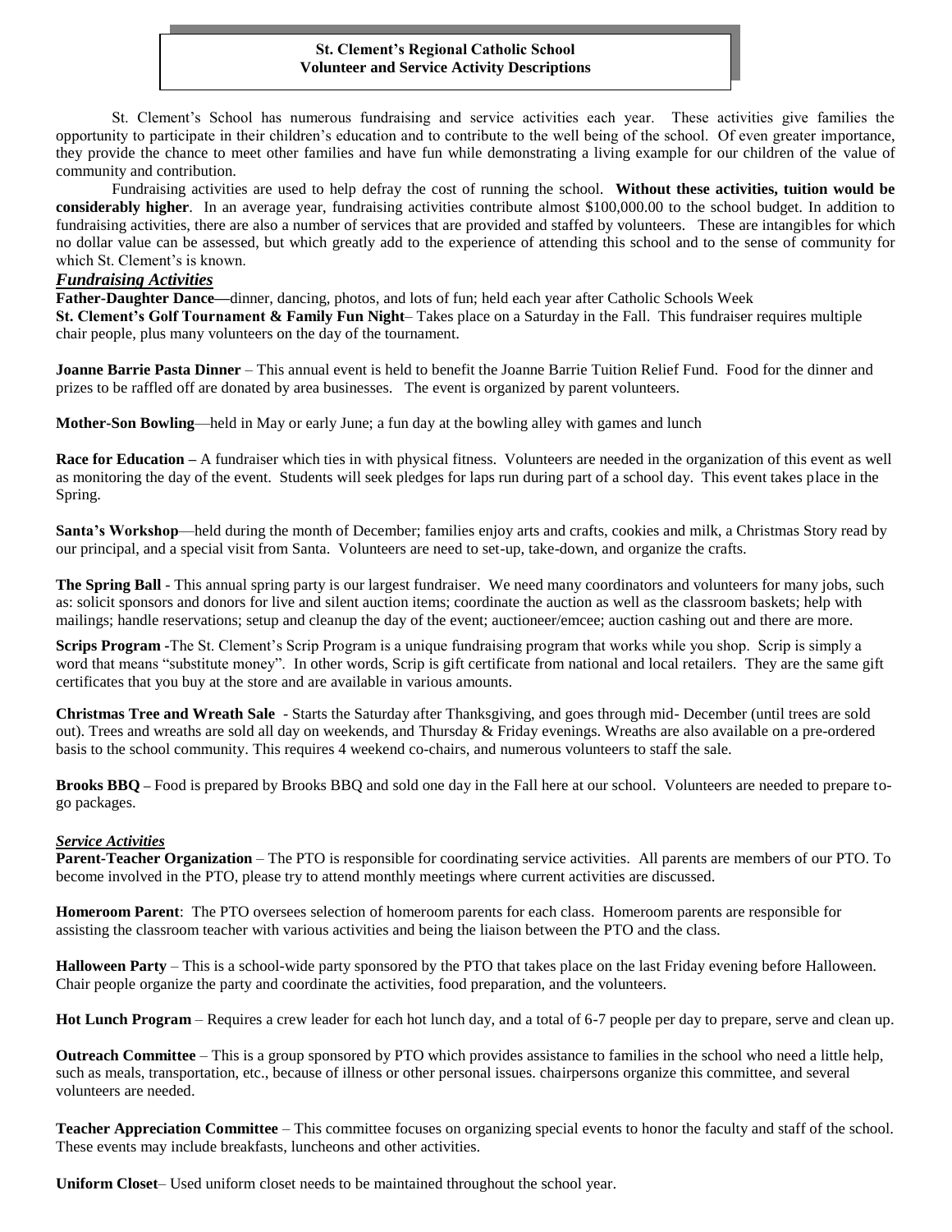## St. Clement's Regional Catholic School
## Volunteer and Service Activity Descriptions

St. Clement's School has numerous fundraising and service activities each year. These activities give families the opportunity to participate in their children's education and to contribute to the well being of the school. Of even greater importance, they provide the chance to meet other families and have fun while demonstrating a living example for our children of the value of community and contribution.

Fundraising activities are used to help defray the cost of running the school. **Without these activities, tuition would be considerably higher**. In an average year, fundraising activities contribute almost $100,000.00 to the school budget. In addition to fundraising activities, there are also a number of services that are provided and staffed by volunteers. These are intangibles for which no dollar value can be assessed, but which greatly add to the experience of attending this school and to the sense of community for which St. Clement's is known.

### *Fundraising Activities*

**Father-Daughter Dance—**dinner, dancing, photos, and lots of fun; held each year after Catholic Schools Week

**St. Clement's Golf Tournament & Family Fun Night**– Takes place on a Saturday in the Fall. This fundraiser requires multiple chair people, plus many volunteers on the day of the tournament.

**Joanne Barrie Pasta Dinner** – This annual event is held to benefit the Joanne Barrie Tuition Relief Fund. Food for the dinner and prizes to be raffled off are donated by area businesses. The event is organized by parent volunteers.

**Mother-Son Bowling**—held in May or early June; a fun day at the bowling alley with games and lunch

**Race for Education –** A fundraiser which ties in with physical fitness. Volunteers are needed in the organization of this event as well as monitoring the day of the event. Students will seek pledges for laps run during part of a school day. This event takes place in the Spring.

**Santa's Workshop**—held during the month of December; families enjoy arts and crafts, cookies and milk, a Christmas Story read by our principal, and a special visit from Santa. Volunteers are need to set-up, take-down, and organize the crafts.

**The Spring Ball** - This annual spring party is our largest fundraiser. We need many coordinators and volunteers for many jobs, such as: solicit sponsors and donors for live and silent auction items; coordinate the auction as well as the classroom baskets; help with mailings; handle reservations; setup and cleanup the day of the event; auctioneer/emcee; auction cashing out and there are more.

**Scrips Program -**The St. Clement's Scrip Program is a unique fundraising program that works while you shop. Scrip is simply a word that means "substitute money". In other words, Scrip is gift certificate from national and local retailers. They are the same gift certificates that you buy at the store and are available in various amounts.

**Christmas Tree and Wreath Sale** - Starts the Saturday after Thanksgiving, and goes through mid- December (until trees are sold out). Trees and wreaths are sold all day on weekends, and Thursday & Friday evenings. Wreaths are also available on a pre-ordered basis to the school community. This requires 4 weekend co-chairs, and numerous volunteers to staff the sale.

**Brooks BBQ –** Food is prepared by Brooks BBQ and sold one day in the Fall here at our school. Volunteers are needed to prepare to-go packages.

### *Service Activities*

**Parent-Teacher Organization** – The PTO is responsible for coordinating service activities. All parents are members of our PTO. To become involved in the PTO, please try to attend monthly meetings where current activities are discussed.

**Homeroom Parent**: The PTO oversees selection of homeroom parents for each class. Homeroom parents are responsible for assisting the classroom teacher with various activities and being the liaison between the PTO and the class.

**Halloween Party** – This is a school-wide party sponsored by the PTO that takes place on the last Friday evening before Halloween. Chair people organize the party and coordinate the activities, food preparation, and the volunteers.

**Hot Lunch Program** – Requires a crew leader for each hot lunch day, and a total of 6-7 people per day to prepare, serve and clean up.

**Outreach Committee** – This is a group sponsored by PTO which provides assistance to families in the school who need a little help, such as meals, transportation, etc., because of illness or other personal issues. chairpersons organize this committee, and several volunteers are needed.

**Teacher Appreciation Committee** – This committee focuses on organizing special events to honor the faculty and staff of the school. These events may include breakfasts, luncheons and other activities.

**Uniform Closet**– Used uniform closet needs to be maintained throughout the school year.